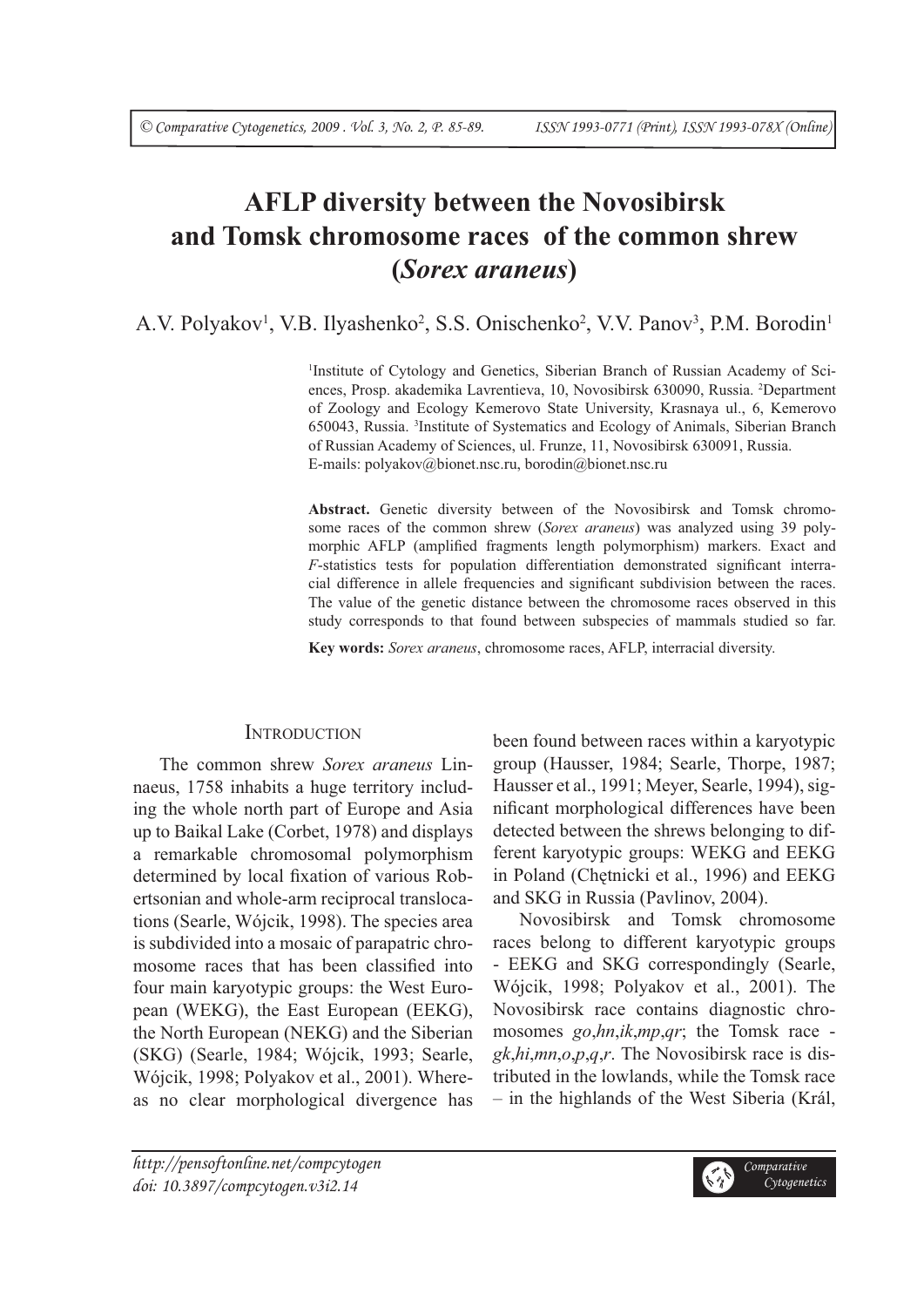# AFLP diversity between the Novosibirsk and Tomsk chromosome races of the common shrew (*Sorex araneus*)

A.V. Polyakov[1], V.B. Ilyashenko[2], S.S. Onischenko[2], V.V. Panov[3], P.M. Borodin[1]

[1]Institute of Cytology and Genetics, Siberian Branch of Russian Academy of Sciences, Prosp. akademika Lavrentieva, 10, Novosibirsk 630090, Russia. [2]Department of Zoology and Ecology Kemerovo State University, Krasnaya ul., 6, Kemerovo 650043, Russia. [3]Institute of Systematics and Ecology of Animals, Siberian Branch of Russian Academy of Sciences, ul. Frunze, 11, Novosibirsk 630091, Russia.
E-mails: polyakov@bionet.nsc.ru, borodin@bionet.nsc.ru

**Abstract.** Genetic diversity between of the Novosibirsk and Tomsk chromosome races of the common shrew (*Sorex araneus*) was analyzed using 39 polymorphic AFLP (amplified fragments length polymorphism) markers. Exact and *F*-statistics tests for population differentiation demonstrated significant interracial difference in allele frequencies and significant subdivision between the races. The value of the genetic distance between the chromosome races observed in this study corresponds to that found between subspecies of mammals studied so far.

**Key words:** *Sorex araneus*, chromosome races, AFLP, interracial diversity.

## Introduction

The common shrew *Sorex araneus* Linnaeus, 1758 inhabits a huge territory including the whole north part of Europe and Asia up to Baikal Lake (Corbet, 1978) and displays a remarkable chromosomal polymorphism determined by local fixation of various Robertsonian and whole-arm reciprocal translocations (Searle, Wójcik, 1998). The species area is subdivided into a mosaic of parapatric chromosome races that has been classified into four main karyotypic groups: the West European (WEKG), the East European (EEKG), the North European (NEKG) and the Siberian (SKG) (Searle, 1984; Wójcik, 1993; Searle, Wójcik, 1998; Polyakov et al., 2001). Whereas no clear morphological divergence has been found between races within a karyotypic group (Hausser, 1984; Searle, Thorpe, 1987; Hausser et al., 1991; Meyer, Searle, 1994), significant morphological differences have been detected between the shrews belonging to different karyotypic groups: WEKG and EEKG in Poland (Chętnicki et al., 1996) and EEKG and SKG in Russia (Pavlinov, 2004).

Novosibirsk and Tomsk chromosome races belong to different karyotypic groups - EEKG and SKG correspondingly (Searle, Wójcik, 1998; Polyakov et al., 2001). The Novosibirsk race contains diagnostic chromosomes *go*,*hn*,*ik*,*mp*,*qr*; the Tomsk race - *gk*,*hi*,*mn*,*o*,*p*,*q*,*r*. The Novosibirsk race is distributed in the lowlands, while the Tomsk race – in the highlands of the West Siberia (Král,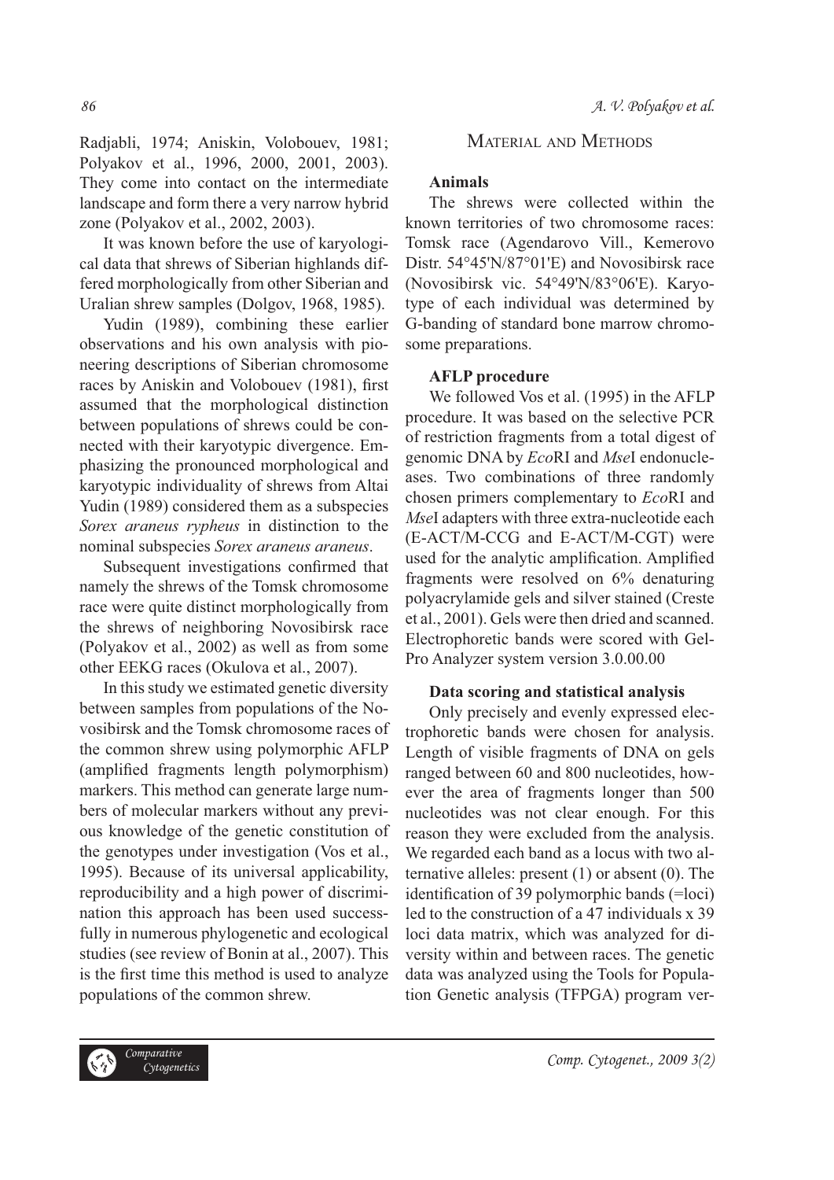Radjabli, 1974; Aniskin, Volobouev, 1981; Polyakov et al., 1996, 2000, 2001, 2003). They come into contact on the intermediate landscape and form there a very narrow hybrid zone (Polyakov et al., 2002, 2003).

It was known before the use of karyological data that shrews of Siberian highlands differed morphologically from other Siberian and Uralian shrew samples (Dolgov, 1968, 1985).

Yudin (1989), combining these earlier observations and his own analysis with pioneering descriptions of Siberian chromosome races by Aniskin and Volobouev (1981), first assumed that the morphological distinction between populations of shrews could be connected with their karyotypic divergence. Emphasizing the pronounced morphological and karyotypic individuality of shrews from Altai Yudin (1989) considered them as a subspecies *Sorex araneus rypheus* in distinction to the nominal subspecies *Sorex araneus araneus*.

Subsequent investigations confirmed that namely the shrews of the Tomsk chromosome race were quite distinct morphologically from the shrews of neighboring Novosibirsk race (Polyakov et al., 2002) as well as from some other EEKG races (Okulova et al., 2007).

In this study we estimated genetic diversity between samples from populations of the Novosibirsk and the Tomsk chromosome races of the common shrew using polymorphic AFLP (amplified fragments length polymorphism) markers. This method can generate large numbers of molecular markers without any previous knowledge of the genetic constitution of the genotypes under investigation (Vos et al., 1995). Because of its universal applicability, reproducibility and a high power of discrimination this approach has been used successfully in numerous phylogenetic and ecological studies (see review of Bonin at al., 2007). This is the first time this method is used to analyze populations of the common shrew.

## Material and Methods

### Animals

The shrews were collected within the known territories of two chromosome races: Tomsk race (Agendarovo Vill., Kemerovo Distr. 54°45'N/87°01'E) and Novosibirsk race (Novosibirsk vic. 54°49'N/83°06'E). Karyotype of each individual was determined by G-banding of standard bone marrow chromosome preparations.

### AFLP procedure

We followed Vos et al. (1995) in the AFLP procedure. It was based on the selective PCR of restriction fragments from a total digest of genomic DNA by *Eco*RI and *Mse*I endonucleases. Two combinations of three randomly chosen primers complementary to *Eco*RI and *Mse*I adapters with three extra-nucleotide each (E-ACT/M-CCG and E-ACT/M-CGT) were used for the analytic amplification. Amplified fragments were resolved on 6% denaturing polyacrylamide gels and silver stained (Creste et al., 2001). Gels were then dried and scanned. Electrophoretic bands were scored with Gel-Pro Analyzer system version 3.0.00.00

### Data scoring and statistical analysis

Only precisely and evenly expressed electrophoretic bands were chosen for analysis. Length of visible fragments of DNA on gels ranged between 60 and 800 nucleotides, however the area of fragments longer than 500 nucleotides was not clear enough. For this reason they were excluded from the analysis. We regarded each band as a locus with two alternative alleles: present (1) or absent (0). The identification of 39 polymorphic bands (=loci) led to the construction of a 47 individuals x 39 loci data matrix, which was analyzed for diversity within and between races. The genetic data was analyzed using the Tools for Population Genetic analysis (TFPGA) program ver-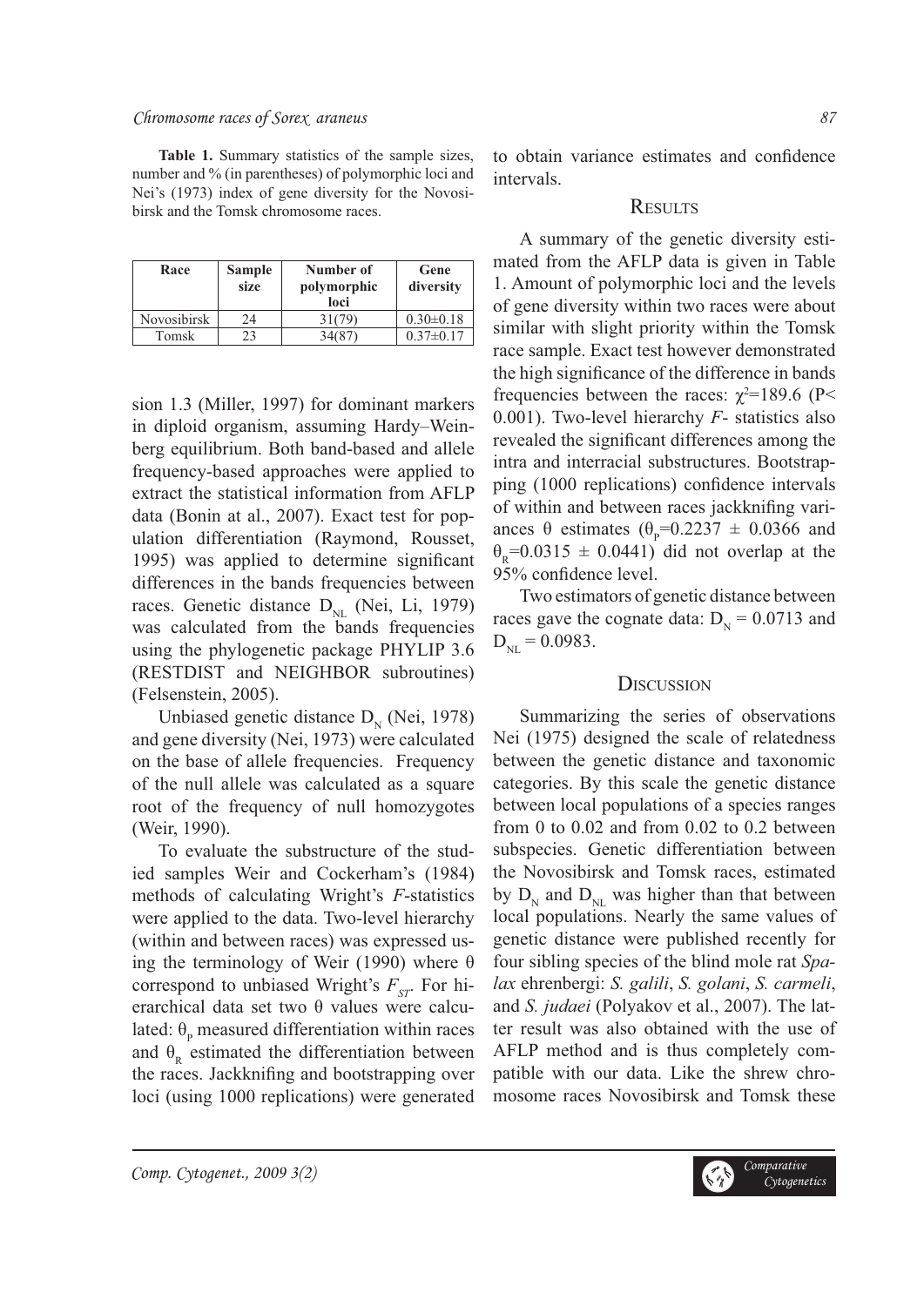**Table 1.** Summary statistics of the sample sizes, number and % (in parentheses) of polymorphic loci and Nei's (1973) index of gene diversity for the Novosibirsk and the Tomsk chromosome races.

| Race | Sample size | Number of polymorphic loci | Gene diversity |
|---|---|---|---|
| Novosibirsk | 24 | 31(79) | 0.30±0.18 |
| Tomsk | 23 | 34(87) | 0.37±0.17 |

sion 1.3 (Miller, 1997) for dominant markers in diploid organism, assuming Hardy–Weinberg equilibrium. Both band-based and allele frequency-based approaches were applied to extract the statistical information from AFLP data (Bonin at al., 2007). Exact test for population differentiation (Raymond, Rousset, 1995) was applied to determine significant differences in the bands frequencies between races. Genetic distance $D_{NL}$ (Nei, Li, 1979) was calculated from the bands frequencies using the phylogenetic package PHYLIP 3.6 (RESTDIST and NEIGHBOR subroutines) (Felsenstein, 2005).

Unbiased genetic distance $D_N$ (Nei, 1978) and gene diversity (Nei, 1973) were calculated on the base of allele frequencies. Frequency of the null allele was calculated as a square root of the frequency of null homozygotes (Weir, 1990).

To evaluate the substructure of the studied samples Weir and Cockerham's (1984) methods of calculating Wright's *F*-statistics were applied to the data. Two-level hierarchy (within and between races) was expressed using the terminology of Weir (1990) where θ correspond to unbiased Wright's $F_{ST}$. For hierarchical data set two θ values were calculated: $\theta_P$ measured differentiation within races and $\theta_R$ estimated the differentiation between the races. Jackknifing and bootstrapping over loci (using 1000 replications) were generated to obtain variance estimates and confidence intervals.

## Results

A summary of the genetic diversity estimated from the AFLP data is given in Table 1. Amount of polymorphic loci and the levels of gene diversity within two races were about similar with slight priority within the Tomsk race sample. Exact test however demonstrated the high significance of the difference in bands frequencies between the races: $\chi^2$=189.6 ($P<$ 0.001). Two-level hierarchy *F*- statistics also revealed the significant differences among the intra and interracial substructures. Bootstrapping (1000 replications) confidence intervals of within and between races jackknifing variances θ estimates ($\theta_P$=0.2237 ± 0.0366 and $\theta_R$=0.0315 ± 0.0441) did not overlap at the 95% confidence level.

Two estimators of genetic distance between races gave the cognate data: $D_N$ = 0.0713 and $D_{NL}$ = 0.0983.

## Discussion

Summarizing the series of observations Nei (1975) designed the scale of relatedness between the genetic distance and taxonomic categories. By this scale the genetic distance between local populations of a species ranges from 0 to 0.02 and from 0.02 to 0.2 between subspecies. Genetic differentiation between the Novosibirsk and Tomsk races, estimated by $D_N$ and $D_{NL}$ was higher than that between local populations. Nearly the same values of genetic distance were published recently for four sibling species of the blind mole rat *Spalax* ehrenbergi: *S. galili*, *S. golani*, *S. carmeli*, and *S. judaei* (Polyakov et al., 2007). The latter result was also obtained with the use of AFLP method and is thus completely compatible with our data. Like the shrew chromosome races Novosibirsk and Tomsk these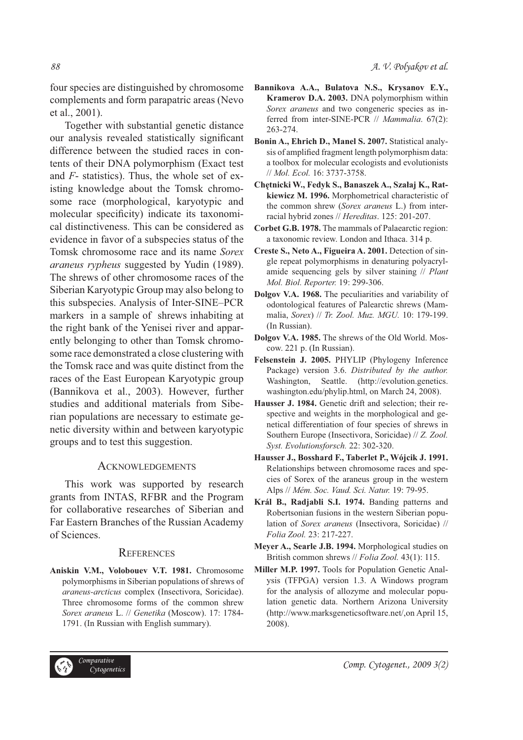four species are distinguished by chromosome complements and form parapatric areas (Nevo et al., 2001).

Together with substantial genetic distance our analysis revealed statistically significant difference between the studied races in contents of their DNA polymorphism (Exact test and *F*- statistics). Thus, the whole set of existing knowledge about the Tomsk chromosome race (morphological, karyotypic and molecular specificity) indicate its taxonomical distinctiveness. This can be considered as evidence in favor of a subspecies status of the Tomsk chromosome race and its name *Sorex araneus rypheus* suggested by Yudin (1989). The shrews of other chromosome races of the Siberian Karyotypic Group may also belong to this subspecies. Analysis of Inter-SINE–PCR markers in a sample of shrews inhabiting at the right bank of the Yenisei river and apparently belonging to other than Tomsk chromosome race demonstrated a close clustering with the Tomsk race and was quite distinct from the races of the East European Karyotypic group (Bannikova et al., 2003). However, further studies and additional materials from Siberian populations are necessary to estimate genetic diversity within and between karyotypic groups and to test this suggestion.

## Acknowledgements

This work was supported by research grants from INTAS, RFBR and the Program for collaborative researches of Siberian and Far Eastern Branches of the Russian Academy of Sciences.

## References

**Aniskin V.M., Volobouev V.T. 1981.** Chromosome polymorphisms in Siberian populations of shrews of *araneus-arcticus* complex (Insectivora, Soricidae). Three chromosome forms of the common shrew *Sorex araneus* L. // *Genetika* (Moscow). 17: 1784-1791. (In Russian with English summary).

**Bannikova A.A., Bulatova N.S., Krysanov E.Y., Kramerov D.A. 2003.** DNA polymorphism within *Sorex araneus* and two congeneric species as inferred from inter-SINE-PCR // *Mammalia*. 67(2): 263-274.

**Bonin A., Ehrich D., Manel S. 2007.** Statistical analysis of amplified fragment length polymorphism data: a toolbox for molecular ecologists and evolutionists // *Mol. Ecol.* 16: 3737-3758.

**Chętnicki W., Fedyk S., Banaszek A., Szałaj K., Ratkiewicz M. 1996.** Morphometrical characteristic of the common shrew (*Sorex araneus* L.) from interracial hybrid zones // *Hereditas*. 125: 201-207.

**Corbet G.B. 1978.** The mammals of Palaearctic region: a taxonomic review. London and Ithaca. 314 p.

**Creste S., Neto A., Figueira A. 2001.** Detection of single repeat polymorphisms in denaturing polyacrylamide sequencing gels by silver staining // *Plant Mol. Biol. Reporter.* 19: 299-306.

**Dolgov V.A. 1968.** The peculiarities and variability of odontological features of Palearctic shrews (Mammalia, *Sorex*) // *Tr. Zool. Muz. MGU.* 10: 179-199. (In Russian).

**Dolgov V.A. 1985.** The shrews of the Old World. Moscow. 221 p. (In Russian).

**Felsenstein J. 2005.** PHYLIP (Phylogeny Inference Package) version 3.6. *Distributed by the author.* Washington, Seattle. (http://evolution.genetics.washington.edu/phylip.html, on March 24, 2008).

**Hausser J. 1984.** Genetic drift and selection; their respective and weights in the morphological and genetical differentiation of four species of shrews in Southern Europe (Insectivora, Soricidae) // *Z. Zool. Syst. Evolutionsforsch.* 22: 302-320.

**Hausser J., Bosshard F., Taberlet P., Wójcik J. 1991.** Relationships between chromosome races and species of Sorex of the araneus group in the western Alps // *Mém. Soc. Vaud. Sci. Natur.* 19: 79-95.

**Král B., Radjabli S.I. 1974.** Banding patterns and Robertsonian fusions in the western Siberian population of *Sorex araneus* (Insectivora, Soricidae) // *Folia Zool.* 23: 217-227.

**Meyer A., Searle J.B. 1994.** Morphological studies on British common shrews // *Folia Zool.* 43(1): 115.

**Miller M.P. 1997.** Tools for Population Genetic Analysis (TFPGA) version 1.3. A Windows program for the analysis of allozyme and molecular population genetic data. Northern Arizona University (http://www.marksgeneticsoftware.net/,on April 15, 2008).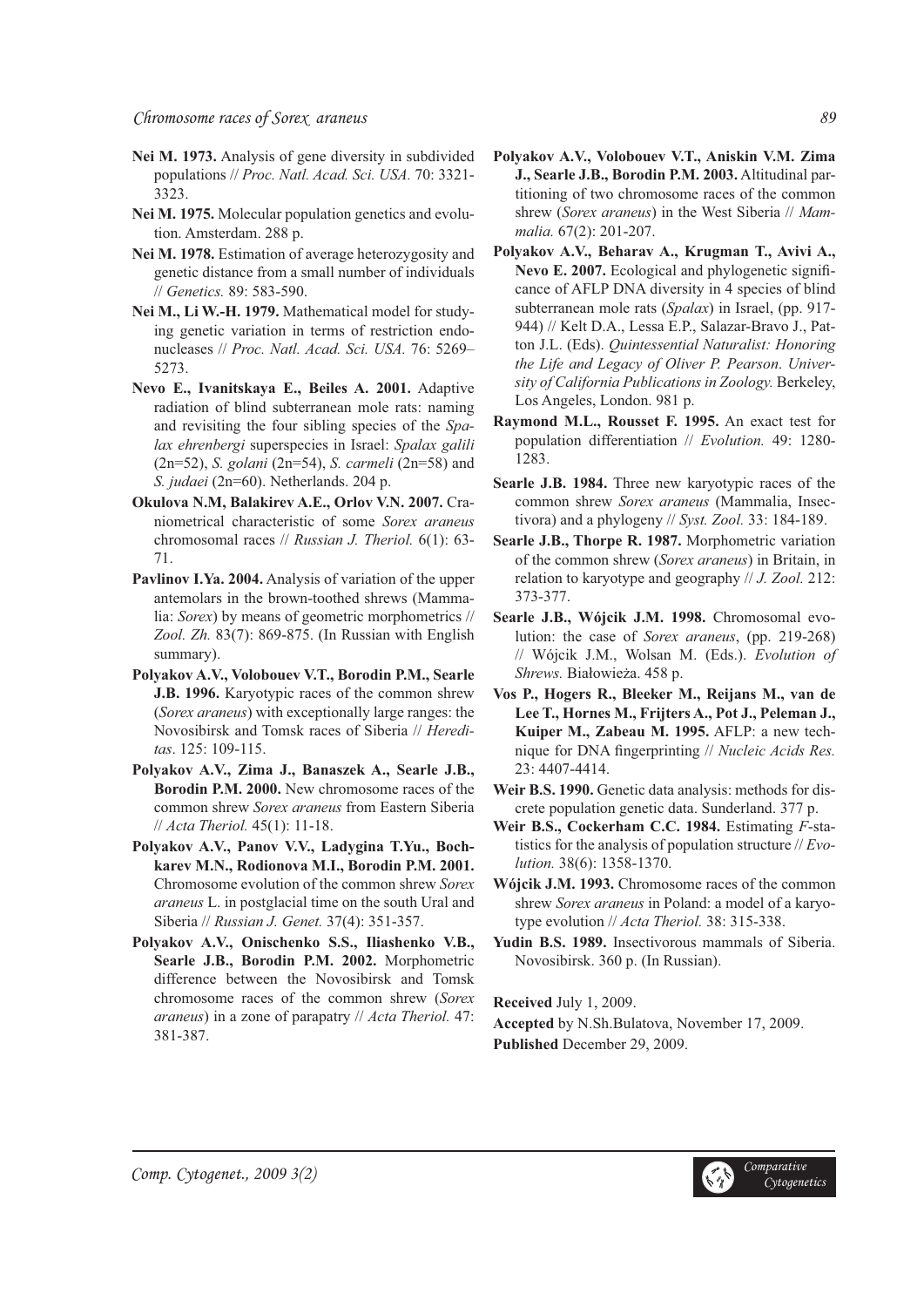**Nei M. 1973.** Analysis of gene diversity in subdivided populations // *Proc. Natl. Acad. Sci. USA.* 70: 3321-3323.

**Nei M. 1975.** Molecular population genetics and evolution. Amsterdam. 288 p.

**Nei M. 1978.** Estimation of average heterozygosity and genetic distance from a small number of individuals // *Genetics.* 89: 583-590.

**Nei M., Li W.-H. 1979.** Mathematical model for studying genetic variation in terms of restriction endonucleases // *Proc. Natl. Acad. Sci. USA.* 76: 5269–5273.

**Nevo E., Ivanitskaya E., Beiles A. 2001.** Adaptive radiation of blind subterranean mole rats: naming and revisiting the four sibling species of the *Spalax ehrenbergi* superspecies in Israel: *Spalax galili* (2n=52), *S. golani* (2n=54), *S. carmeli* (2n=58) and *S. judaei* (2n=60). Netherlands. 204 p.

**Okulova N.M, Balakirev A.E., Orlov V.N. 2007.** Craniometrical characteristic of some *Sorex araneus* chromosomal races // *Russian J. Theriol.* 6(1): 63-71.

**Pavlinov I.Ya. 2004.** Analysis of variation of the upper antemolars in the brown-toothed shrews (Mammalia: *Sorex*) by means of geometric morphometrics // *Zool. Zh.* 83(7): 869-875. (In Russian with English summary).

**Polyakov A.V., Volobouev V.T., Borodin P.M., Searle J.B. 1996.** Karyotypic races of the common shrew (*Sorex araneus*) with exceptionally large ranges: the Novosibirsk and Tomsk races of Siberia // *Hereditas*. 125: 109-115.

**Polyakov A.V., Zima J., Banaszek A., Searle J.B., Borodin P.M. 2000.** New chromosome races of the common shrew *Sorex araneus* from Eastern Siberia // *Acta Theriol.* 45(1): 11-18.

**Polyakov A.V., Panov V.V., Ladygina T.Yu., Bochkarev M.N., Rodionova M.I., Borodin P.M. 2001.** Chromosome evolution of the common shrew *Sorex araneus* L. in postglacial time on the south Ural and Siberia // *Russian J. Genet.* 37(4): 351-357.

**Polyakov A.V., Onischenko S.S., Iliashenko V.B., Searle J.B., Borodin P.M. 2002.** Morphometric difference between the Novosibirsk and Tomsk chromosome races of the common shrew (*Sorex araneus*) in a zone of parapatry // *Acta Theriol.* 47: 381-387.

**Polyakov A.V., Volobouev V.T., Aniskin V.M. Zima J., Searle J.B., Borodin P.M. 2003.** Altitudinal partitioning of two chromosome races of the common shrew (*Sorex araneus*) in the West Siberia // *Mammalia.* 67(2): 201-207.

**Polyakov A.V., Beharav A., Krugman T., Avivi A., Nevo E. 2007.** Ecological and phylogenetic significance of AFLP DNA diversity in 4 species of blind subterranean mole rats (*Spalax*) in Israel, (pp. 917-944) // Kelt D.A., Lessa E.P., Salazar-Bravo J., Patton J.L. (Eds). *Quintessential Naturalist: Honoring the Life and Legacy of Oliver P. Pearson*. *University of California Publications in Zoology.* Berkeley, Los Angeles, London. 981 p.

**Raymond M.L., Rousset F. 1995.** An exact test for population differentiation // *Evolution.* 49: 1280-1283.

**Searle J.B. 1984.** Three new karyotypic races of the common shrew *Sorex araneus* (Mammalia, Insectivora) and a phylogeny // *Syst. Zool.* 33: 184-189.

**Searle J.B., Thorpe R. 1987.** Morphometric variation of the common shrew (*Sorex araneus*) in Britain, in relation to karyotype and geography // *J. Zool.* 212: 373-377.

**Searle J.B., Wójcik J.M. 1998.** Chromosomal evolution: the case of *Sorex araneus*, (pp. 219-268) // Wójcik J.M., Wolsan M. (Eds.). *Evolution of Shrews.* Białowieża. 458 p.

**Vos P., Hogers R., Bleeker M., Reijans M., van de Lee T., Hornes M., Frijters A., Pot J., Peleman J., Kuiper M., Zabeau M. 1995.** AFLP: a new technique for DNA fingerprinting // *Nucleic Acids Res.* 23: 4407-4414.

**Weir B.S. 1990.** Genetic data analysis: methods for discrete population genetic data. Sunderland. 377 p.

**Weir B.S., Cockerham C.C. 1984.** Estimating *F*-statistics for the analysis of population structure // *Evolution.* 38(6): 1358-1370.

**Wójcik J.M. 1993.** Chromosome races of the common shrew *Sorex araneus* in Poland: a model of a karyotype evolution // *Acta Theriol.* 38: 315-338.

**Yudin B.S. 1989.** Insectivorous mammals of Siberia. Novosibirsk. 360 p. (In Russian).

**Received** July 1, 2009.

**Accepted** by N.Sh.Bulatova, November 17, 2009.

**Published** December 29, 2009.